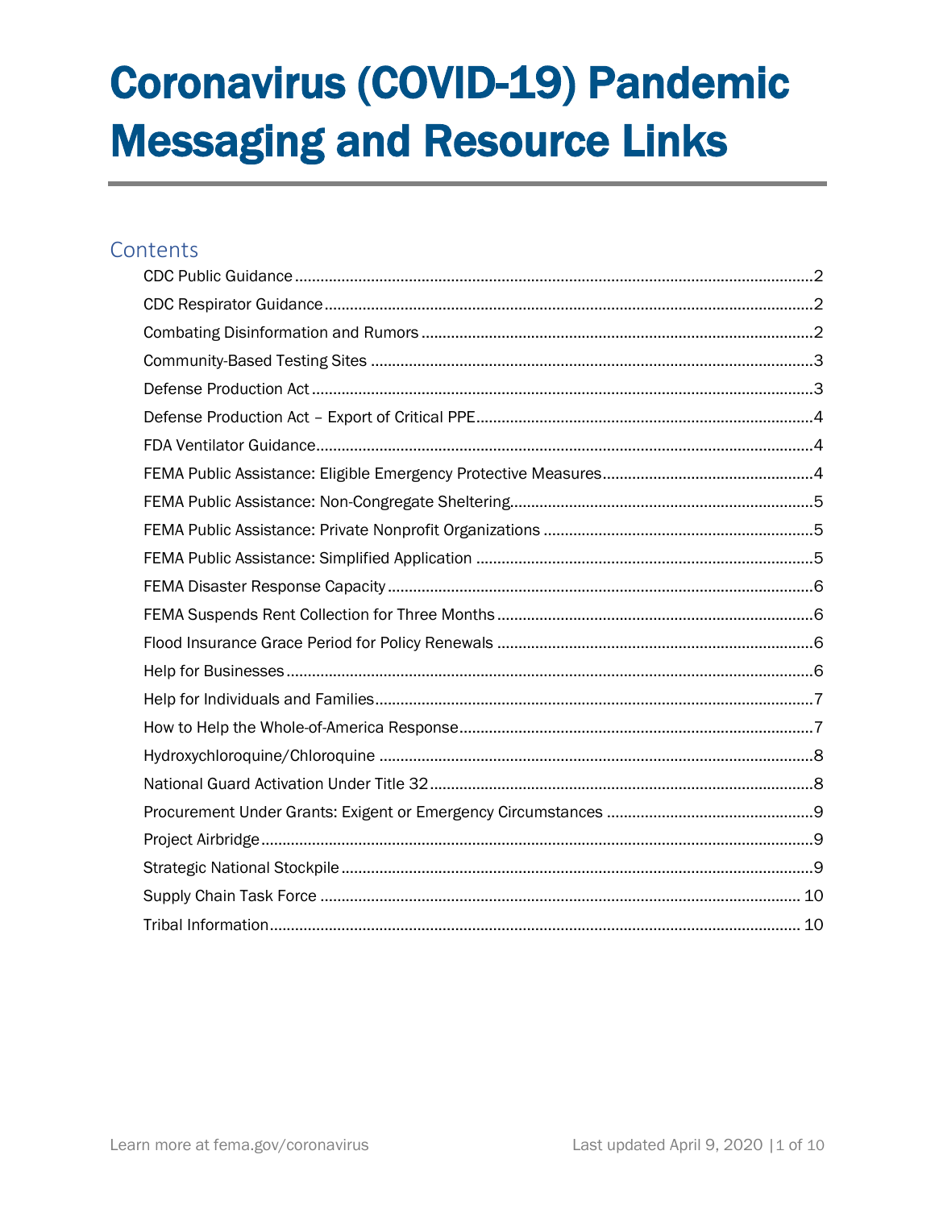# Coronavirus (COVID-19) Pandemic Messaging and Resource Links

## Contents

- CDC Public Guidance ..... 2
- CDC Respirator Guidance ..... 2
- Combating Disinformation and Rumors ..... 2
- Community-Based Testing Sites ..... 3
- Defense Production Act ..... 3
- Defense Production Act – Export of Critical PPE ..... 4
- FDA Ventilator Guidance ..... 4
- FEMA Public Assistance: Eligible Emergency Protective Measures ..... 4
- FEMA Public Assistance: Non-Congregate Sheltering ..... 5
- FEMA Public Assistance: Private Nonprofit Organizations ..... 5
- FEMA Public Assistance: Simplified Application ..... 5
- FEMA Disaster Response Capacity ..... 6
- FEMA Suspends Rent Collection for Three Months ..... 6
- Flood Insurance Grace Period for Policy Renewals ..... 6
- Help for Businesses ..... 6
- Help for Individuals and Families ..... 7
- How to Help the Whole-of-America Response ..... 7
- Hydroxychloroquine/Chloroquine ..... 8
- National Guard Activation Under Title 32 ..... 8
- Procurement Under Grants: Exigent or Emergency Circumstances ..... 9
- Project Airbridge ..... 9
- Strategic National Stockpile ..... 9
- Supply Chain Task Force ..... 10
- Tribal Information ..... 10

Learn more at fema.gov/coronavirus

Last updated April 9, 2020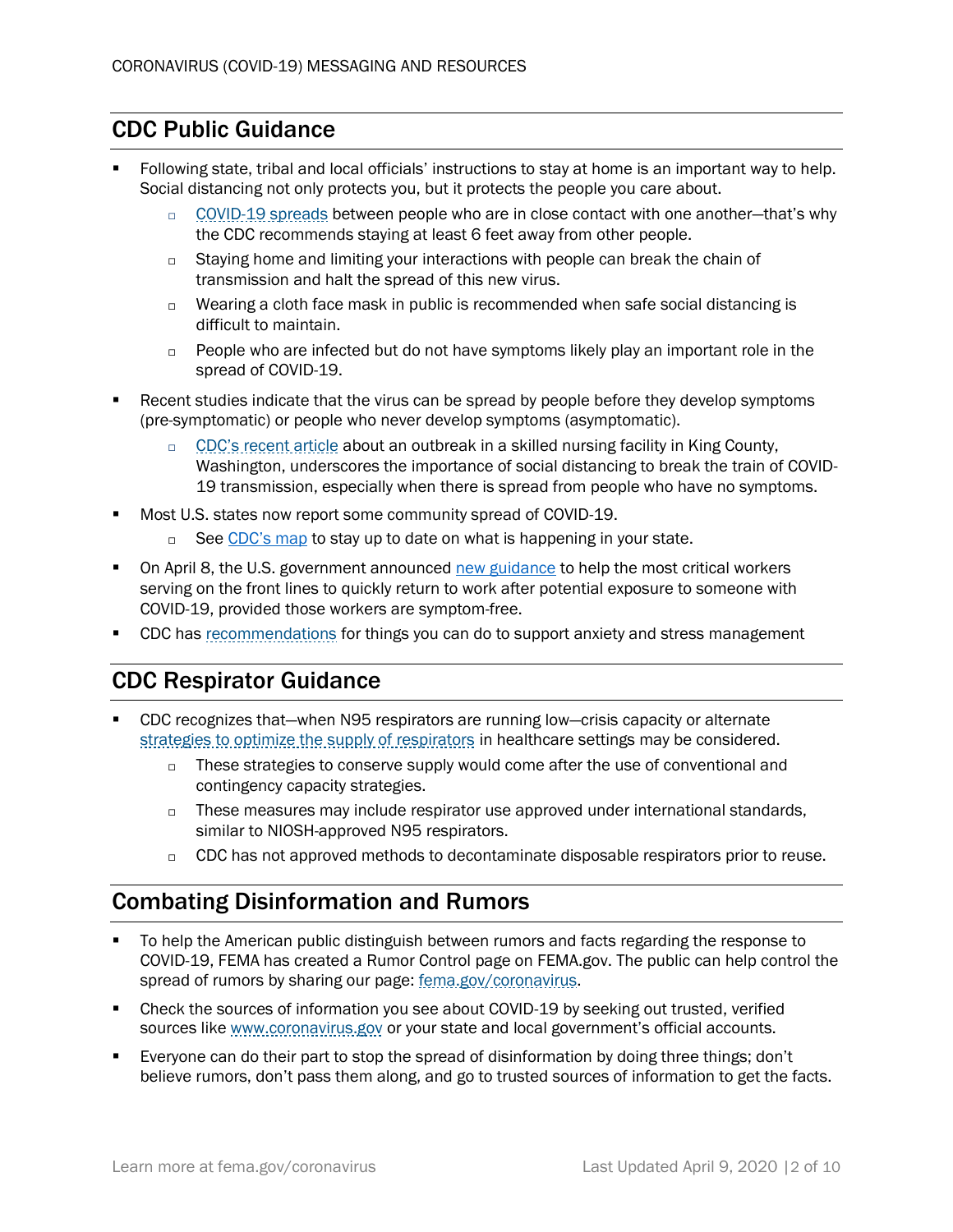## CDC Public Guidance

- Following state, tribal and local officials' instructions to stay at home is an important way to help. Social distancing not only protects you, but it protects the people you care about.
  - COVID-19 spreads between people who are in close contact with one another—that's why the CDC recommends staying at least 6 feet away from other people.
  - Staying home and limiting your interactions with people can break the chain of transmission and halt the spread of this new virus.
  - Wearing a cloth face mask in public is recommended when safe social distancing is difficult to maintain.
  - People who are infected but do not have symptoms likely play an important role in the spread of COVID-19.
- Recent studies indicate that the virus can be spread by people before they develop symptoms (pre-symptomatic) or people who never develop symptoms (asymptomatic).
  - CDC's recent article about an outbreak in a skilled nursing facility in King County, Washington, underscores the importance of social distancing to break the train of COVID-19 transmission, especially when there is spread from people who have no symptoms.
- Most U.S. states now report some community spread of COVID-19.
  - See CDC's map to stay up to date on what is happening in your state.
- On April 8, the U.S. government announced new guidance to help the most critical workers serving on the front lines to quickly return to work after potential exposure to someone with COVID-19, provided those workers are symptom-free.
- CDC has recommendations for things you can do to support anxiety and stress management

## CDC Respirator Guidance

- CDC recognizes that—when N95 respirators are running low—crisis capacity or alternate strategies to optimize the supply of respirators in healthcare settings may be considered.
  - These strategies to conserve supply would come after the use of conventional and contingency capacity strategies.
  - These measures may include respirator use approved under international standards, similar to NIOSH-approved N95 respirators.
  - CDC has not approved methods to decontaminate disposable respirators prior to reuse.

## Combating Disinformation and Rumors

- To help the American public distinguish between rumors and facts regarding the response to COVID-19, FEMA has created a Rumor Control page on FEMA.gov. The public can help control the spread of rumors by sharing our page: fema.gov/coronavirus.
- Check the sources of information you see about COVID-19 by seeking out trusted, verified sources like www.coronavirus.gov or your state and local government's official accounts.
- Everyone can do their part to stop the spread of disinformation by doing three things; don't believe rumors, don't pass them along, and go to trusted sources of information to get the facts.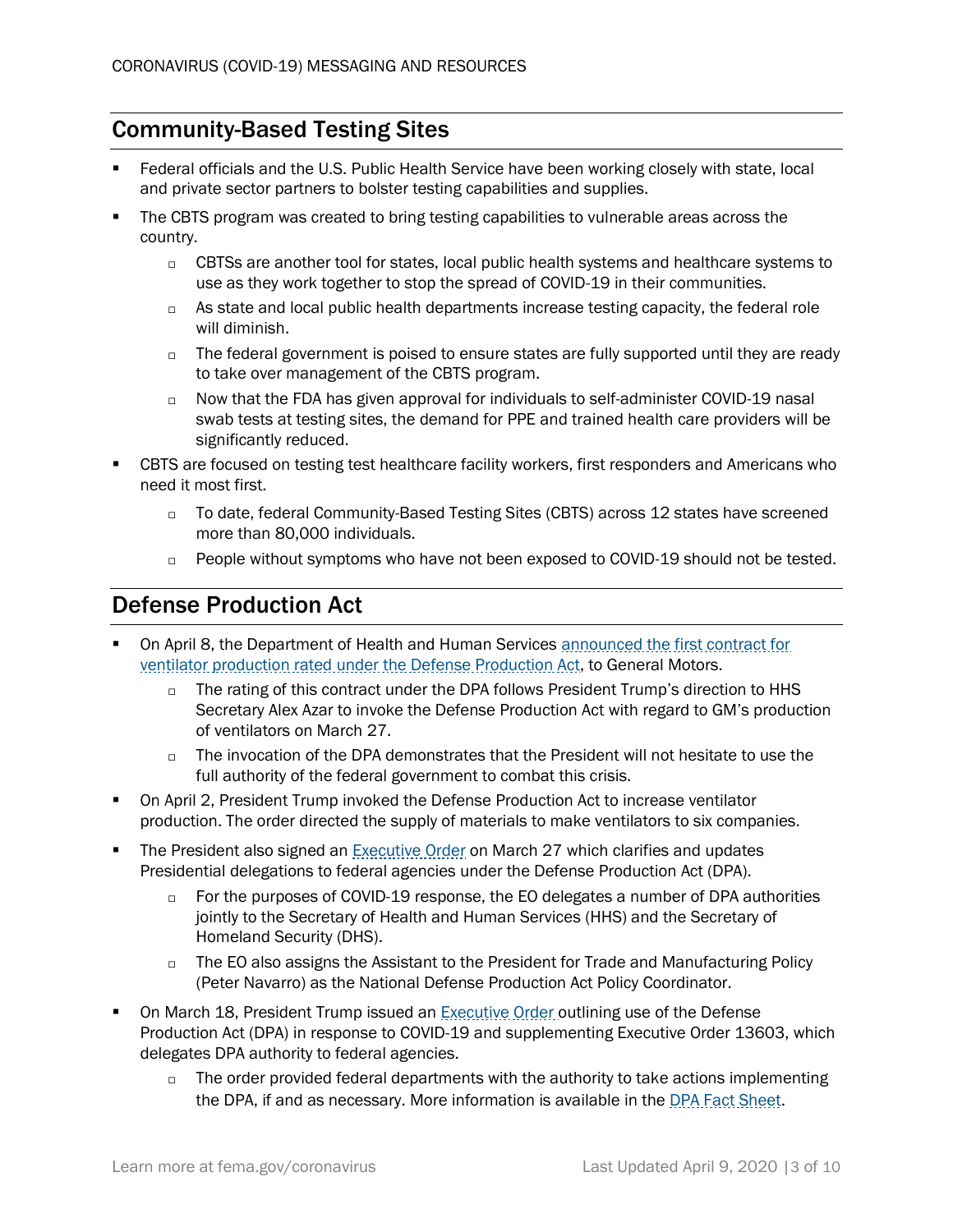## Community-Based Testing Sites

- Federal officials and the U.S. Public Health Service have been working closely with state, local and private sector partners to bolster testing capabilities and supplies.
- The CBTS program was created to bring testing capabilities to vulnerable areas across the country.
    - CBTSs are another tool for states, local public health systems and healthcare systems to use as they work together to stop the spread of COVID-19 in their communities.
    - As state and local public health departments increase testing capacity, the federal role will diminish.
    - The federal government is poised to ensure states are fully supported until they are ready to take over management of the CBTS program.
    - Now that the FDA has given approval for individuals to self-administer COVID-19 nasal swab tests at testing sites, the demand for PPE and trained health care providers will be significantly reduced.
- CBTS are focused on testing test healthcare facility workers, first responders and Americans who need it most first.
    - To date, federal Community-Based Testing Sites (CBTS) across 12 states have screened more than 80,000 individuals.
    - People without symptoms who have not been exposed to COVID-19 should not be tested.

## Defense Production Act

- On April 8, the Department of Health and Human Services announced the first contract for ventilator production rated under the Defense Production Act, to General Motors.
    - The rating of this contract under the DPA follows President Trump's direction to HHS Secretary Alex Azar to invoke the Defense Production Act with regard to GM's production of ventilators on March 27.
    - The invocation of the DPA demonstrates that the President will not hesitate to use the full authority of the federal government to combat this crisis.
- On April 2, President Trump invoked the Defense Production Act to increase ventilator production. The order directed the supply of materials to make ventilators to six companies.
- The President also signed an Executive Order on March 27 which clarifies and updates Presidential delegations to federal agencies under the Defense Production Act (DPA).
    - For the purposes of COVID-19 response, the EO delegates a number of DPA authorities jointly to the Secretary of Health and Human Services (HHS) and the Secretary of Homeland Security (DHS).
    - The EO also assigns the Assistant to the President for Trade and Manufacturing Policy (Peter Navarro) as the National Defense Production Act Policy Coordinator.
- On March 18, President Trump issued an Executive Order outlining use of the Defense Production Act (DPA) in response to COVID-19 and supplementing Executive Order 13603, which delegates DPA authority to federal agencies.
    - The order provided federal departments with the authority to take actions implementing the DPA, if and as necessary. More information is available in the DPA Fact Sheet.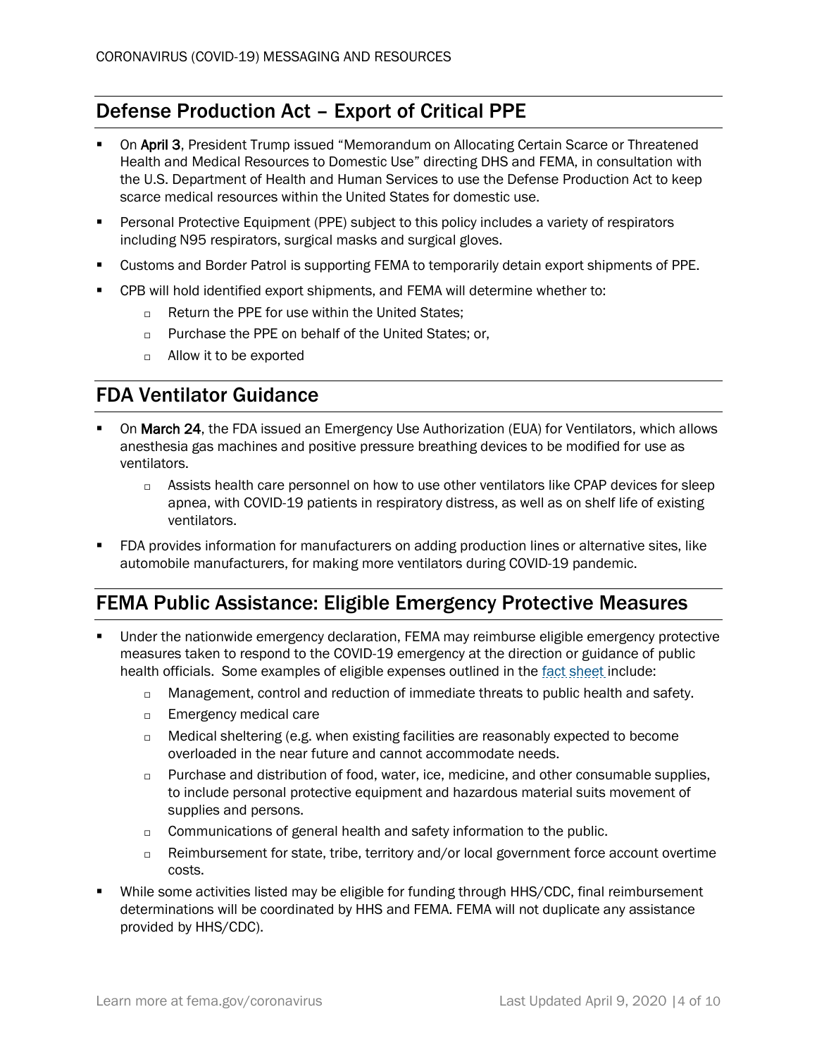## Defense Production Act – Export of Critical PPE

- On **April 3**, President Trump issued "Memorandum on Allocating Certain Scarce or Threatened Health and Medical Resources to Domestic Use" directing DHS and FEMA, in consultation with the U.S. Department of Health and Human Services to use the Defense Production Act to keep scarce medical resources within the United States for domestic use.
- Personal Protective Equipment (PPE) subject to this policy includes a variety of respirators including N95 respirators, surgical masks and surgical gloves.
- Customs and Border Patrol is supporting FEMA to temporarily detain export shipments of PPE.
- CPB will hold identified export shipments, and FEMA will determine whether to:
  - Return the PPE for use within the United States;
  - Purchase the PPE on behalf of the United States; or,
  - Allow it to be exported

## FDA Ventilator Guidance

- On **March 24**, the FDA issued an Emergency Use Authorization (EUA) for Ventilators, which allows anesthesia gas machines and positive pressure breathing devices to be modified for use as ventilators.
  - Assists health care personnel on how to use other ventilators like CPAP devices for sleep apnea, with COVID-19 patients in respiratory distress, as well as on shelf life of existing ventilators.
- FDA provides information for manufacturers on adding production lines or alternative sites, like automobile manufacturers, for making more ventilators during COVID-19 pandemic.

## FEMA Public Assistance: Eligible Emergency Protective Measures

- Under the nationwide emergency declaration, FEMA may reimburse eligible emergency protective measures taken to respond to the COVID-19 emergency at the direction or guidance of public health officials. Some examples of eligible expenses outlined in the fact sheet include:
  - Management, control and reduction of immediate threats to public health and safety.
  - Emergency medical care
  - Medical sheltering (e.g. when existing facilities are reasonably expected to become overloaded in the near future and cannot accommodate needs.
  - Purchase and distribution of food, water, ice, medicine, and other consumable supplies, to include personal protective equipment and hazardous material suits movement of supplies and persons.
  - Communications of general health and safety information to the public.
  - Reimbursement for state, tribe, territory and/or local government force account overtime costs.
- While some activities listed may be eligible for funding through HHS/CDC, final reimbursement determinations will be coordinated by HHS and FEMA. FEMA will not duplicate any assistance provided by HHS/CDC).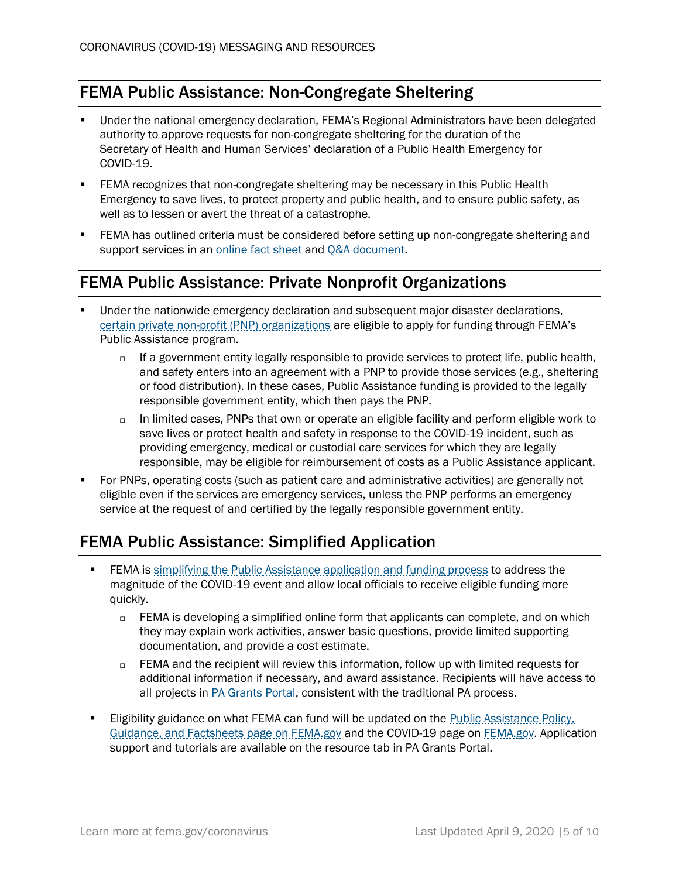## FEMA Public Assistance: Non-Congregate Sheltering

- Under the national emergency declaration, FEMA's Regional Administrators have been delegated authority to approve requests for non-congregate sheltering for the duration of the Secretary of Health and Human Services' declaration of a Public Health Emergency for COVID-19.
- FEMA recognizes that non-congregate sheltering may be necessary in this Public Health Emergency to save lives, to protect property and public health, and to ensure public safety, as well as to lessen or avert the threat of a catastrophe.
- FEMA has outlined criteria must be considered before setting up non-congregate sheltering and support services in an online fact sheet and Q&A document.

## FEMA Public Assistance: Private Nonprofit Organizations

- Under the nationwide emergency declaration and subsequent major disaster declarations, certain private non-profit (PNP) organizations are eligible to apply for funding through FEMA's Public Assistance program.
  - If a government entity legally responsible to provide services to protect life, public health, and safety enters into an agreement with a PNP to provide those services (e.g., sheltering or food distribution). In these cases, Public Assistance funding is provided to the legally responsible government entity, which then pays the PNP.
  - In limited cases, PNPs that own or operate an eligible facility and perform eligible work to save lives or protect health and safety in response to the COVID-19 incident, such as providing emergency, medical or custodial care services for which they are legally responsible, may be eligible for reimbursement of costs as a Public Assistance applicant.
- For PNPs, operating costs (such as patient care and administrative activities) are generally not eligible even if the services are emergency services, unless the PNP performs an emergency service at the request of and certified by the legally responsible government entity.

## FEMA Public Assistance: Simplified Application

- FEMA is simplifying the Public Assistance application and funding process to address the magnitude of the COVID-19 event and allow local officials to receive eligible funding more quickly.
  - FEMA is developing a simplified online form that applicants can complete, and on which they may explain work activities, answer basic questions, provide limited supporting documentation, and provide a cost estimate.
  - FEMA and the recipient will review this information, follow up with limited requests for additional information if necessary, and award assistance. Recipients will have access to all projects in PA Grants Portal, consistent with the traditional PA process.
- Eligibility guidance on what FEMA can fund will be updated on the Public Assistance Policy, Guidance, and Factsheets page on FEMA.gov and the COVID-19 page on FEMA.gov. Application support and tutorials are available on the resource tab in PA Grants Portal.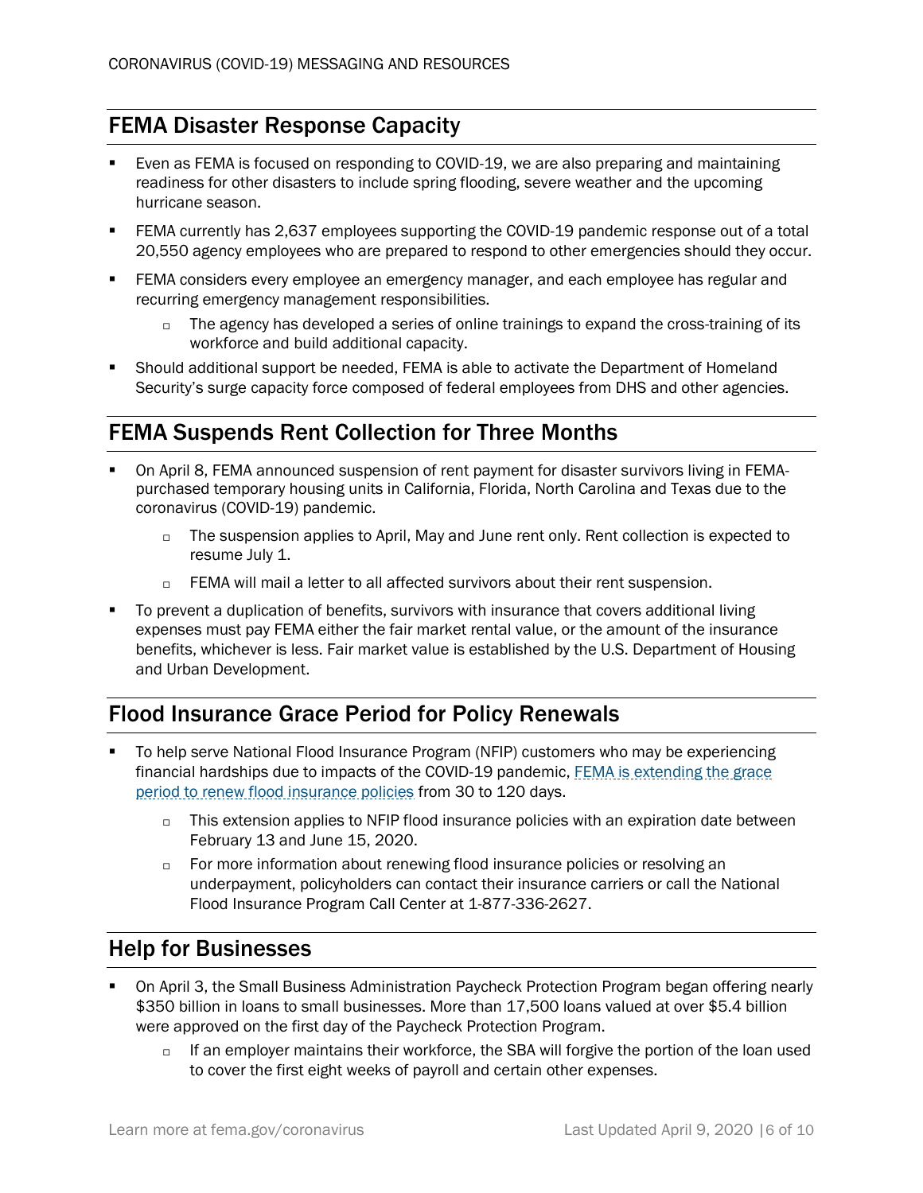## FEMA Disaster Response Capacity

- Even as FEMA is focused on responding to COVID-19, we are also preparing and maintaining readiness for other disasters to include spring flooding, severe weather and the upcoming hurricane season.
- FEMA currently has 2,637 employees supporting the COVID-19 pandemic response out of a total 20,550 agency employees who are prepared to respond to other emergencies should they occur.
- FEMA considers every employee an emergency manager, and each employee has regular and recurring emergency management responsibilities.
  - The agency has developed a series of online trainings to expand the cross-training of its workforce and build additional capacity.
- Should additional support be needed, FEMA is able to activate the Department of Homeland Security's surge capacity force composed of federal employees from DHS and other agencies.

## FEMA Suspends Rent Collection for Three Months

- On April 8, FEMA announced suspension of rent payment for disaster survivors living in FEMA-purchased temporary housing units in California, Florida, North Carolina and Texas due to the coronavirus (COVID-19) pandemic.
  - The suspension applies to April, May and June rent only. Rent collection is expected to resume July 1.
  - FEMA will mail a letter to all affected survivors about their rent suspension.
- To prevent a duplication of benefits, survivors with insurance that covers additional living expenses must pay FEMA either the fair market rental value, or the amount of the insurance benefits, whichever is less. Fair market value is established by the U.S. Department of Housing and Urban Development.

## Flood Insurance Grace Period for Policy Renewals

- To help serve National Flood Insurance Program (NFIP) customers who may be experiencing financial hardships due to impacts of the COVID-19 pandemic, FEMA is extending the grace period to renew flood insurance policies from 30 to 120 days.
  - This extension applies to NFIP flood insurance policies with an expiration date between February 13 and June 15, 2020.
  - For more information about renewing flood insurance policies or resolving an underpayment, policyholders can contact their insurance carriers or call the National Flood Insurance Program Call Center at 1-877-336-2627.

## Help for Businesses

- On April 3, the Small Business Administration Paycheck Protection Program began offering nearly $350 billion in loans to small businesses. More than 17,500 loans valued at over $5.4 billion were approved on the first day of the Paycheck Protection Program.
  - If an employer maintains their workforce, the SBA will forgive the portion of the loan used to cover the first eight weeks of payroll and certain other expenses.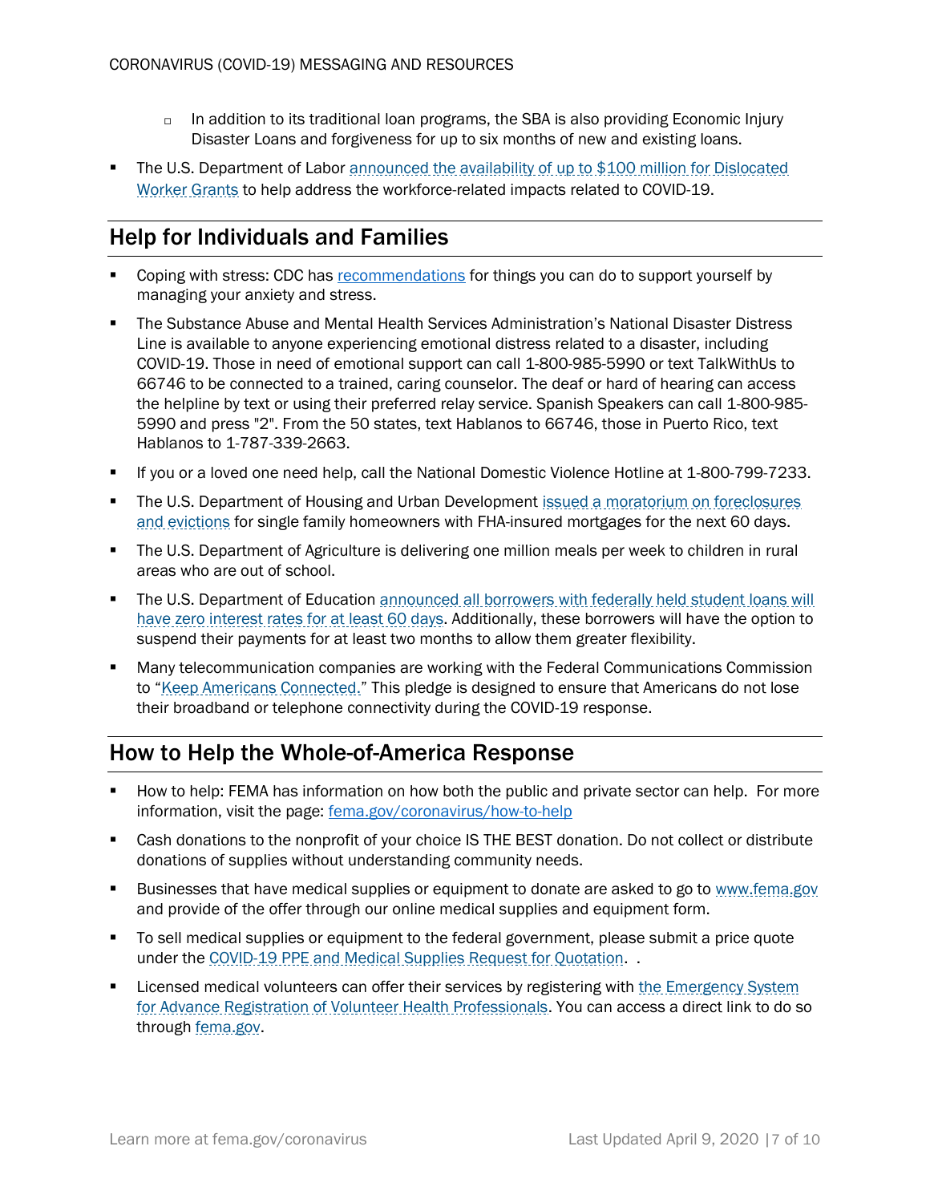- In addition to its traditional loan programs, the SBA is also providing Economic Injury Disaster Loans and forgiveness for up to six months of new and existing loans.

- The U.S. Department of Labor announced the availability of up to $100 million for Dislocated Worker Grants to help address the workforce-related impacts related to COVID-19.

## Help for Individuals and Families

- Coping with stress: CDC has recommendations for things you can do to support yourself by managing your anxiety and stress.
- The Substance Abuse and Mental Health Services Administration's National Disaster Distress Line is available to anyone experiencing emotional distress related to a disaster, including COVID-19. Those in need of emotional support can call 1-800-985-5990 or text TalkWithUs to 66746 to be connected to a trained, caring counselor. The deaf or hard of hearing can access the helpline by text or using their preferred relay service. Spanish Speakers can call 1-800-985-5990 and press "2". From the 50 states, text Hablanos to 66746, those in Puerto Rico, text Hablanos to 1-787-339-2663.
- If you or a loved one need help, call the National Domestic Violence Hotline at 1-800-799-7233.
- The U.S. Department of Housing and Urban Development issued a moratorium on foreclosures and evictions for single family homeowners with FHA-insured mortgages for the next 60 days.
- The U.S. Department of Agriculture is delivering one million meals per week to children in rural areas who are out of school.
- The U.S. Department of Education announced all borrowers with federally held student loans will have zero interest rates for at least 60 days. Additionally, these borrowers will have the option to suspend their payments for at least two months to allow them greater flexibility.
- Many telecommunication companies are working with the Federal Communications Commission to "Keep Americans Connected." This pledge is designed to ensure that Americans do not lose their broadband or telephone connectivity during the COVID-19 response.

## How to Help the Whole-of-America Response

- How to help: FEMA has information on how both the public and private sector can help. For more information, visit the page: fema.gov/coronavirus/how-to-help
- Cash donations to the nonprofit of your choice IS THE BEST donation. Do not collect or distribute donations of supplies without understanding community needs.
- Businesses that have medical supplies or equipment to donate are asked to go to www.fema.gov and provide of the offer through our online medical supplies and equipment form.
- To sell medical supplies or equipment to the federal government, please submit a price quote under the COVID-19 PPE and Medical Supplies Request for Quotation. .
- Licensed medical volunteers can offer their services by registering with the Emergency System for Advance Registration of Volunteer Health Professionals. You can access a direct link to do so through fema.gov.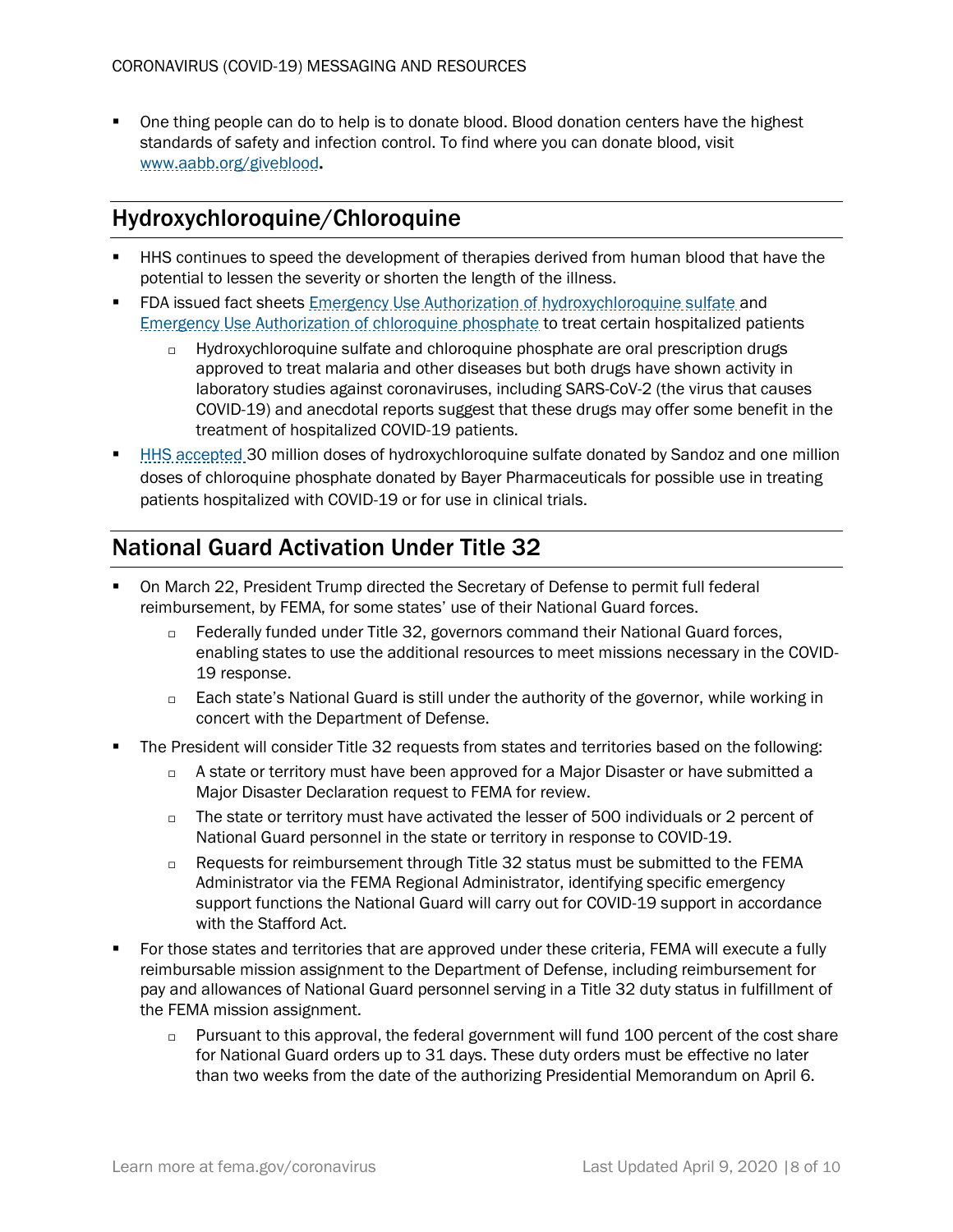- One thing people can do to help is to donate blood. Blood donation centers have the highest standards of safety and infection control. To find where you can donate blood, visit [www.aabb.org/giveblood](www.aabb.org/giveblood)**.**

## Hydroxychloroquine/Chloroquine

- HHS continues to speed the development of therapies derived from human blood that have the potential to lessen the severity or shorten the length of the illness.
- FDA issued fact sheets Emergency Use Authorization of hydroxychloroquine sulfate and Emergency Use Authorization of chloroquine phosphate to treat certain hospitalized patients
  - Hydroxychloroquine sulfate and chloroquine phosphate are oral prescription drugs approved to treat malaria and other diseases but both drugs have shown activity in laboratory studies against coronaviruses, including SARS-CoV-2 (the virus that causes COVID-19) and anecdotal reports suggest that these drugs may offer some benefit in the treatment of hospitalized COVID-19 patients.
- HHS accepted 30 million doses of hydroxychloroquine sulfate donated by Sandoz and one million doses of chloroquine phosphate donated by Bayer Pharmaceuticals for possible use in treating patients hospitalized with COVID-19 or for use in clinical trials.

## National Guard Activation Under Title 32

- On March 22, President Trump directed the Secretary of Defense to permit full federal reimbursement, by FEMA, for some states' use of their National Guard forces.
  - Federally funded under Title 32, governors command their National Guard forces, enabling states to use the additional resources to meet missions necessary in the COVID-19 response.
  - Each state's National Guard is still under the authority of the governor, while working in concert with the Department of Defense.
- The President will consider Title 32 requests from states and territories based on the following:
  - A state or territory must have been approved for a Major Disaster or have submitted a Major Disaster Declaration request to FEMA for review.
  - The state or territory must have activated the lesser of 500 individuals or 2 percent of National Guard personnel in the state or territory in response to COVID-19.
  - Requests for reimbursement through Title 32 status must be submitted to the FEMA Administrator via the FEMA Regional Administrator, identifying specific emergency support functions the National Guard will carry out for COVID-19 support in accordance with the Stafford Act.
- For those states and territories that are approved under these criteria, FEMA will execute a fully reimbursable mission assignment to the Department of Defense, including reimbursement for pay and allowances of National Guard personnel serving in a Title 32 duty status in fulfillment of the FEMA mission assignment.
  - Pursuant to this approval, the federal government will fund 100 percent of the cost share for National Guard orders up to 31 days. These duty orders must be effective no later than two weeks from the date of the authorizing Presidential Memorandum on April 6.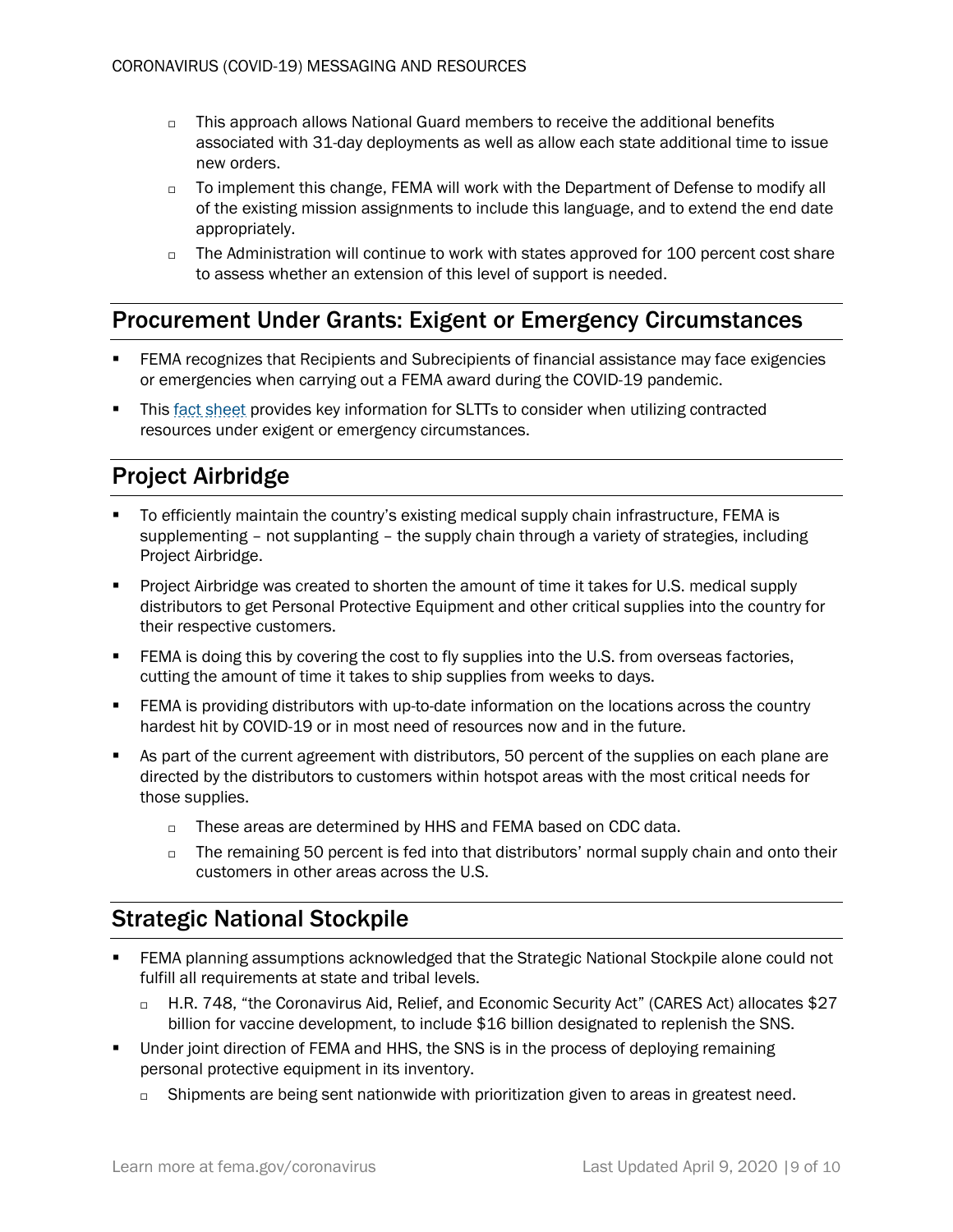- This approach allows National Guard members to receive the additional benefits associated with 31-day deployments as well as allow each state additional time to issue new orders.
- To implement this change, FEMA will work with the Department of Defense to modify all of the existing mission assignments to include this language, and to extend the end date appropriately.
- The Administration will continue to work with states approved for 100 percent cost share to assess whether an extension of this level of support is needed.

## Procurement Under Grants: Exigent or Emergency Circumstances

- FEMA recognizes that Recipients and Subrecipients of financial assistance may face exigencies or emergencies when carrying out a FEMA award during the COVID-19 pandemic.
- This fact sheet provides key information for SLTTs to consider when utilizing contracted resources under exigent or emergency circumstances.

## Project Airbridge

- To efficiently maintain the country's existing medical supply chain infrastructure, FEMA is supplementing – not supplanting – the supply chain through a variety of strategies, including Project Airbridge.
- Project Airbridge was created to shorten the amount of time it takes for U.S. medical supply distributors to get Personal Protective Equipment and other critical supplies into the country for their respective customers.
- FEMA is doing this by covering the cost to fly supplies into the U.S. from overseas factories, cutting the amount of time it takes to ship supplies from weeks to days.
- FEMA is providing distributors with up-to-date information on the locations across the country hardest hit by COVID-19 or in most need of resources now and in the future.
- As part of the current agreement with distributors, 50 percent of the supplies on each plane are directed by the distributors to customers within hotspot areas with the most critical needs for those supplies.
  - These areas are determined by HHS and FEMA based on CDC data.
  - The remaining 50 percent is fed into that distributors' normal supply chain and onto their customers in other areas across the U.S.

## Strategic National Stockpile

- FEMA planning assumptions acknowledged that the Strategic National Stockpile alone could not fulfill all requirements at state and tribal levels.
  - H.R. 748, "the Coronavirus Aid, Relief, and Economic Security Act" (CARES Act) allocates $27 billion for vaccine development, to include $16 billion designated to replenish the SNS.
- Under joint direction of FEMA and HHS, the SNS is in the process of deploying remaining personal protective equipment in its inventory.
  - Shipments are being sent nationwide with prioritization given to areas in greatest need.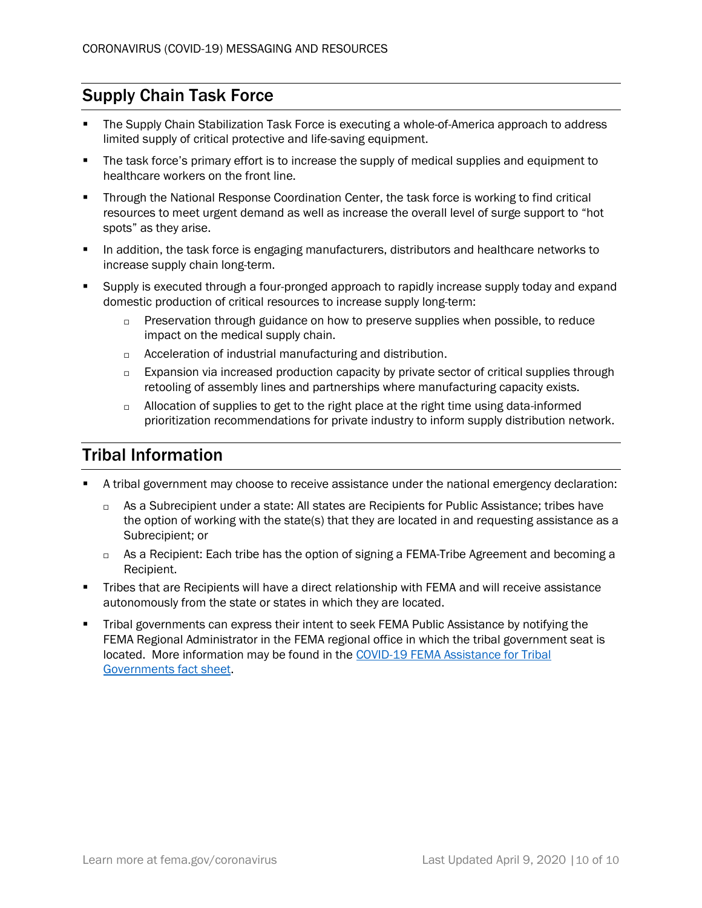## Supply Chain Task Force

- The Supply Chain Stabilization Task Force is executing a whole-of-America approach to address limited supply of critical protective and life-saving equipment.
- The task force's primary effort is to increase the supply of medical supplies and equipment to healthcare workers on the front line.
- Through the National Response Coordination Center, the task force is working to find critical resources to meet urgent demand as well as increase the overall level of surge support to "hot spots" as they arise.
- In addition, the task force is engaging manufacturers, distributors and healthcare networks to increase supply chain long-term.
- Supply is executed through a four-pronged approach to rapidly increase supply today and expand domestic production of critical resources to increase supply long-term:
  - Preservation through guidance on how to preserve supplies when possible, to reduce impact on the medical supply chain.
  - Acceleration of industrial manufacturing and distribution.
  - Expansion via increased production capacity by private sector of critical supplies through retooling of assembly lines and partnerships where manufacturing capacity exists.
  - Allocation of supplies to get to the right place at the right time using data-informed prioritization recommendations for private industry to inform supply distribution network.

## Tribal Information

- A tribal government may choose to receive assistance under the national emergency declaration:
  - As a Subrecipient under a state: All states are Recipients for Public Assistance; tribes have the option of working with the state(s) that they are located in and requesting assistance as a Subrecipient; or
  - As a Recipient: Each tribe has the option of signing a FEMA-Tribe Agreement and becoming a Recipient.
- Tribes that are Recipients will have a direct relationship with FEMA and will receive assistance autonomously from the state or states in which they are located.
- Tribal governments can express their intent to seek FEMA Public Assistance by notifying the FEMA Regional Administrator in the FEMA regional office in which the tribal government seat is located. More information may be found in the COVID-19 FEMA Assistance for Tribal Governments fact sheet.